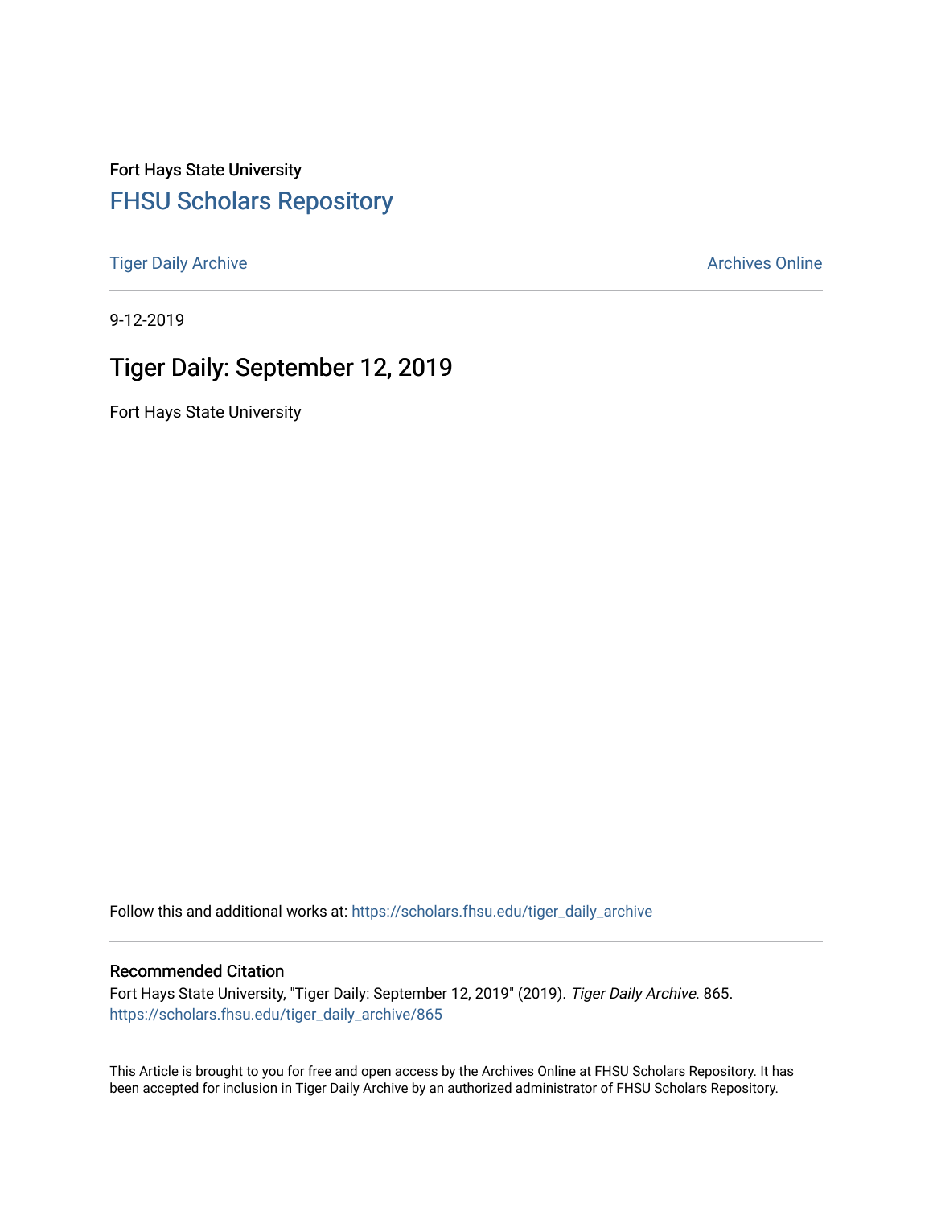Fort Hays State University

# FHSU Scholars Repository

Tiger Daily Archive

Archives Online

9-12-2019

## Tiger Daily: September 12, 2019

Fort Hays State University

Follow this and additional works at: https://scholars.fhsu.edu/tiger_daily_archive

### Recommended Citation

Fort Hays State University, "Tiger Daily: September 12, 2019" (2019). *Tiger Daily Archive*. 865.
https://scholars.fhsu.edu/tiger_daily_archive/865

This Article is brought to you for free and open access by the Archives Online at FHSU Scholars Repository. It has been accepted for inclusion in Tiger Daily Archive by an authorized administrator of FHSU Scholars Repository.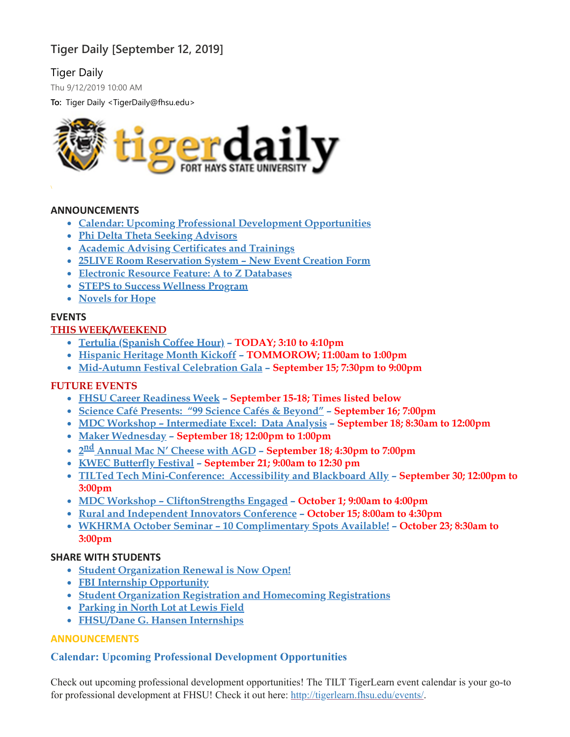# Tiger Daily [September 12, 2019]

Tiger Daily

Thu 9/12/2019 10:00 AM

**To:** Tiger Daily <TigerDaily@fhsu.edu>

## ANNOUNCEMENTS

- Calendar: Upcoming Professional Development Opportunities
- Phi Delta Theta Seeking Advisors
- Academic Advising Certificates and Trainings
- 25LIVE Room Reservation System – New Event Creation Form
- Electronic Resource Feature: A to Z Databases
- STEPS to Success Wellness Program
- Novels for Hope

## EVENTS

### THIS WEEK/WEEKEND

- Tertulia (Spanish Coffee Hour) – **TODAY; 3:10 to 4:10pm**
- Hispanic Heritage Month Kickoff – **TOMMOROW; 11:00am to 1:00pm**
- Mid-Autumn Festival Celebration Gala – **September 15; 7:30pm to 9:00pm**

### FUTURE EVENTS

- FHSU Career Readiness Week – **September 15-18; Times listed below**
- Science Café Presents: "99 Science Cafés & Beyond" – **September 16; 7:00pm**
- MDC Workshop – Intermediate Excel: Data Analysis – **September 18; 8:30am to 12:00pm**
- Maker Wednesday – **September 18; 12:00pm to 1:00pm**
- 2nd Annual Mac N' Cheese with AGD – **September 18; 4:30pm to 7:00pm**
- KWEC Butterfly Festival – **September 21; 9:00am to 12:30 pm**
- TILTed Tech Mini-Conference: Accessibility and Blackboard Ally – **September 30; 12:00pm to 3:00pm**
- MDC Workshop – CliftonStrengths Engaged – **October 1; 9:00am to 4:00pm**
- Rural and Independent Innovators Conference – **October 15; 8:00am to 4:30pm**
- WKHRMA October Seminar – 10 Complimentary Spots Available! – **October 23; 8:30am to 3:00pm**

## SHARE WITH STUDENTS

- Student Organization Renewal is Now Open!
- FBI Internship Opportunity
- Student Organization Registration and Homecoming Registrations
- Parking in North Lot at Lewis Field
- FHSU/Dane G. Hansen Internships

## ANNOUNCEMENTS

### Calendar: Upcoming Professional Development Opportunities

Check out upcoming professional development opportunities! The TILT TigerLearn event calendar is your go-to for professional development at FHSU! Check it out here: http://tigerlearn.fhsu.edu/events/.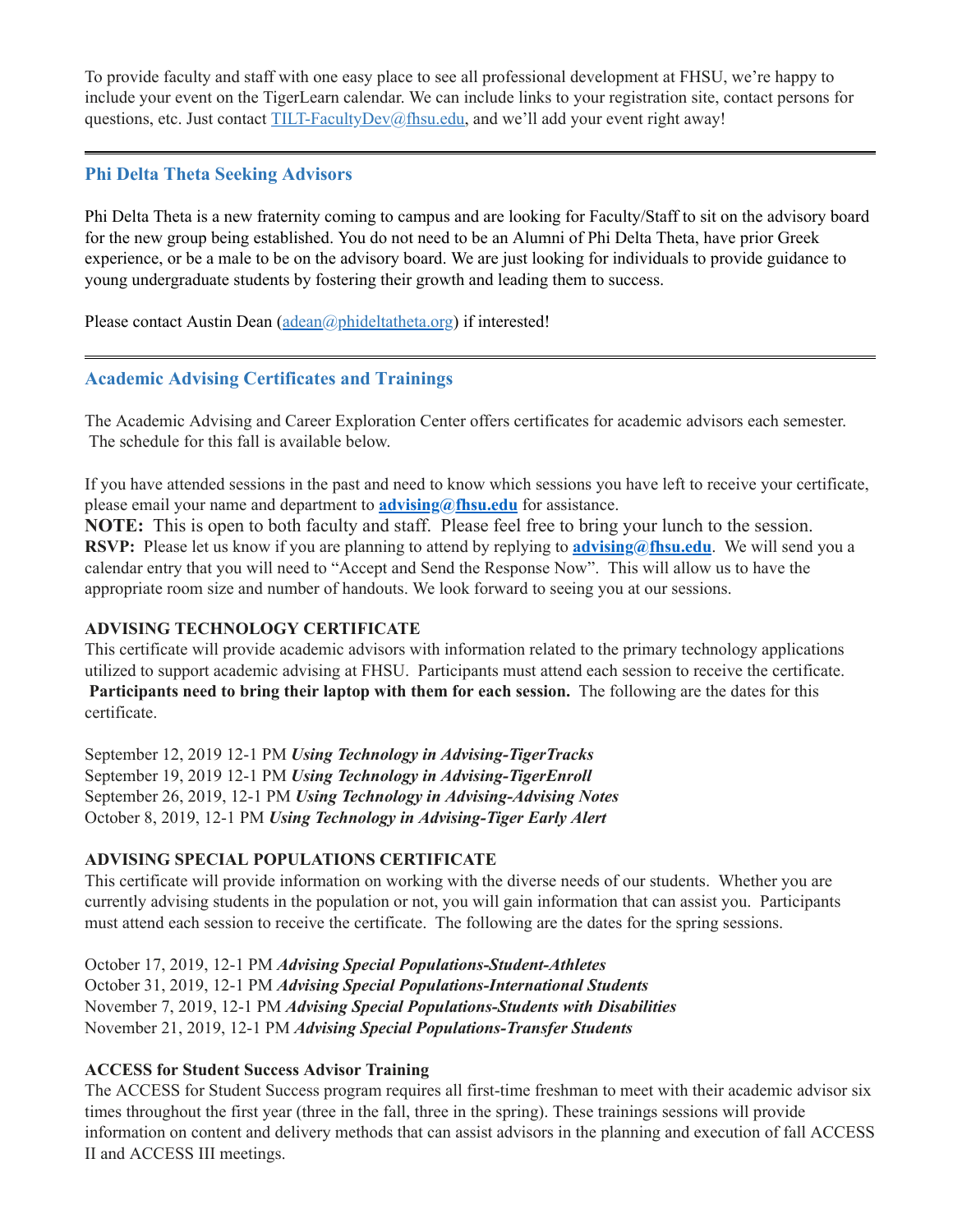To provide faculty and staff with one easy place to see all professional development at FHSU, we're happy to include your event on the TigerLearn calendar. We can include links to your registration site, contact persons for questions, etc. Just contact TILT-FacultyDev@fhsu.edu, and we'll add your event right away!

---

## Phi Delta Theta Seeking Advisors

Phi Delta Theta is a new fraternity coming to campus and are looking for Faculty/Staff to sit on the advisory board for the new group being established. You do not need to be an Alumni of Phi Delta Theta, have prior Greek experience, or be a male to be on the advisory board. We are just looking for individuals to provide guidance to young undergraduate students by fostering their growth and leading them to success.

Please contact Austin Dean (adean@phideltatheta.org) if interested!

---

## Academic Advising Certificates and Trainings

The Academic Advising and Career Exploration Center offers certificates for academic advisors each semester. The schedule for this fall is available below.

If you have attended sessions in the past and need to know which sessions you have left to receive your certificate, please email your name and department to **advising@fhsu.edu** for assistance.
**NOTE:** This is open to both faculty and staff. Please feel free to bring your lunch to the session.
**RSVP:** Please let us know if you are planning to attend by replying to **advising@fhsu.edu**. We will send you a calendar entry that you will need to "Accept and Send the Response Now". This will allow us to have the appropriate room size and number of handouts. We look forward to seeing you at our sessions.

**ADVISING TECHNOLOGY CERTIFICATE**
This certificate will provide academic advisors with information related to the primary technology applications utilized to support academic advising at FHSU. Participants must attend each session to receive the certificate. **Participants need to bring their laptop with them for each session.** The following are the dates for this certificate.

September 12, 2019 12-1 PM ***Using Technology in Advising-TigerTracks***
September 19, 2019 12-1 PM ***Using Technology in Advising-TigerEnroll***
September 26, 2019, 12-1 PM ***Using Technology in Advising-Advising Notes***
October 8, 2019, 12-1 PM ***Using Technology in Advising-Tiger Early Alert***

**ADVISING SPECIAL POPULATIONS CERTIFICATE**
This certificate will provide information on working with the diverse needs of our students. Whether you are currently advising students in the population or not, you will gain information that can assist you. Participants must attend each session to receive the certificate. The following are the dates for the spring sessions.

October 17, 2019, 12-1 PM ***Advising Special Populations-Student-Athletes***
October 31, 2019, 12-1 PM ***Advising Special Populations-International Students***
November 7, 2019, 12-1 PM ***Advising Special Populations-Students with Disabilities***
November 21, 2019, 12-1 PM ***Advising Special Populations-Transfer Students***

**ACCESS for Student Success Advisor Training**
The ACCESS for Student Success program requires all first-time freshman to meet with their academic advisor six times throughout the first year (three in the fall, three in the spring). These trainings sessions will provide information on content and delivery methods that can assist advisors in the planning and execution of fall ACCESS II and ACCESS III meetings.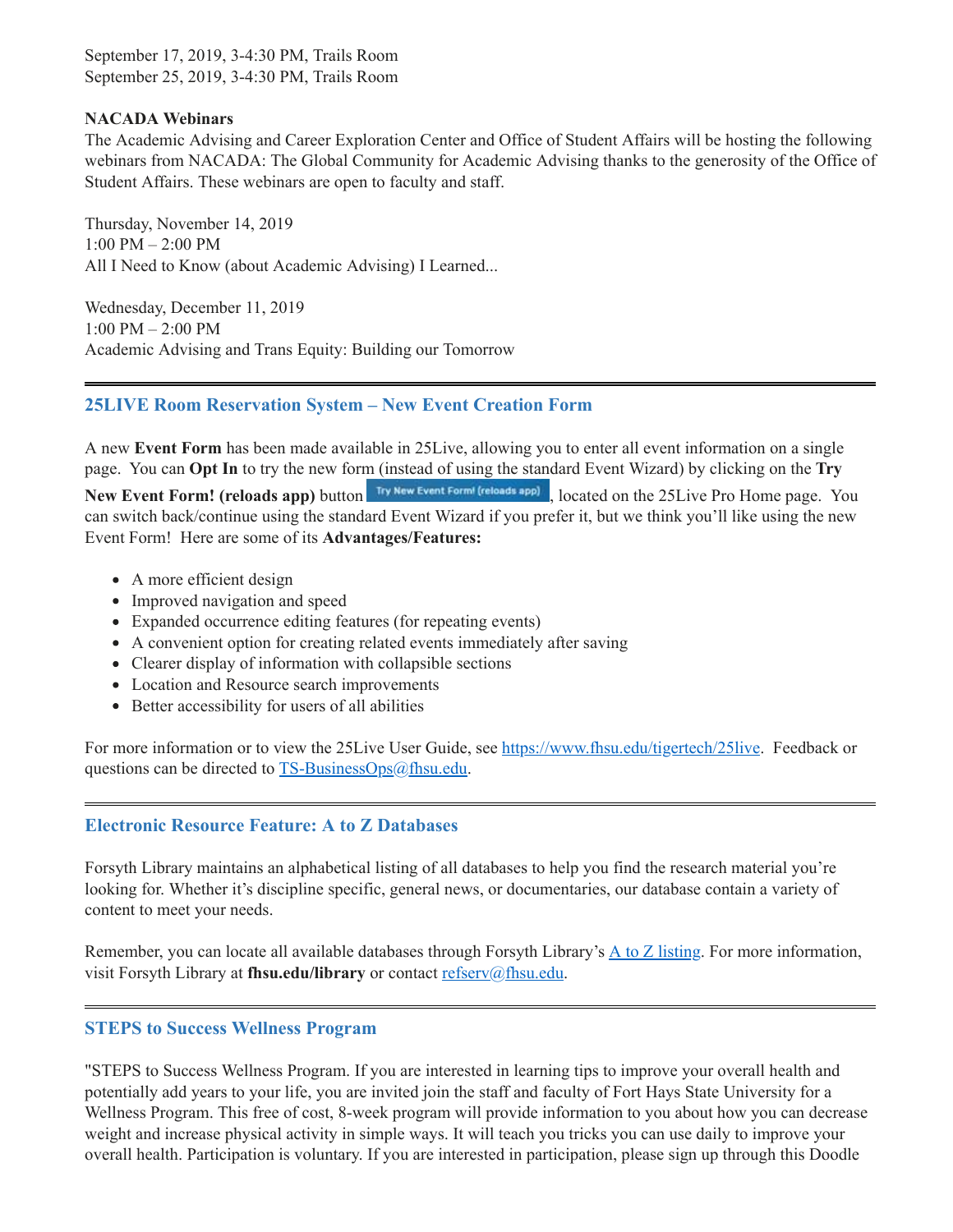September 17, 2019, 3-4:30 PM, Trails Room
September 25, 2019, 3-4:30 PM, Trails Room

**NACADA Webinars**
The Academic Advising and Career Exploration Center and Office of Student Affairs will be hosting the following webinars from NACADA: The Global Community for Academic Advising thanks to the generosity of the Office of Student Affairs. These webinars are open to faculty and staff.

Thursday, November 14, 2019
1:00 PM – 2:00 PM
All I Need to Know (about Academic Advising) I Learned...

Wednesday, December 11, 2019
1:00 PM – 2:00 PM
Academic Advising and Trans Equity: Building our Tomorrow

---

## 25LIVE Room Reservation System – New Event Creation Form

A new **Event Form** has been made available in 25Live, allowing you to enter all event information on a single page. You can **Opt In** to try the new form (instead of using the standard Event Wizard) by clicking on the **Try New Event Form! (reloads app)** button Try New Event Form! (reloads app), located on the 25Live Pro Home page. You can switch back/continue using the standard Event Wizard if you prefer it, but we think you'll like using the new Event Form! Here are some of its **Advantages/Features:**

- A more efficient design
- Improved navigation and speed
- Expanded occurrence editing features (for repeating events)
- A convenient option for creating related events immediately after saving
- Clearer display of information with collapsible sections
- Location and Resource search improvements
- Better accessibility for users of all abilities

For more information or to view the 25Live User Guide, see https://www.fhsu.edu/tigertech/25live. Feedback or questions can be directed to TS-BusinessOps@fhsu.edu.

---

## Electronic Resource Feature: A to Z Databases

Forsyth Library maintains an alphabetical listing of all databases to help you find the research material you're looking for. Whether it's discipline specific, general news, or documentaries, our database contain a variety of content to meet your needs.

Remember, you can locate all available databases through Forsyth Library's A to Z listing. For more information, visit Forsyth Library at **fhsu.edu/library** or contact refserv@fhsu.edu.

---

## STEPS to Success Wellness Program

"STEPS to Success Wellness Program. If you are interested in learning tips to improve your overall health and potentially add years to your life, you are invited join the staff and faculty of Fort Hays State University for a Wellness Program. This free of cost, 8-week program will provide information to you about how you can decrease weight and increase physical activity in simple ways. It will teach you tricks you can use daily to improve your overall health. Participation is voluntary. If you are interested in participation, please sign up through this Doodle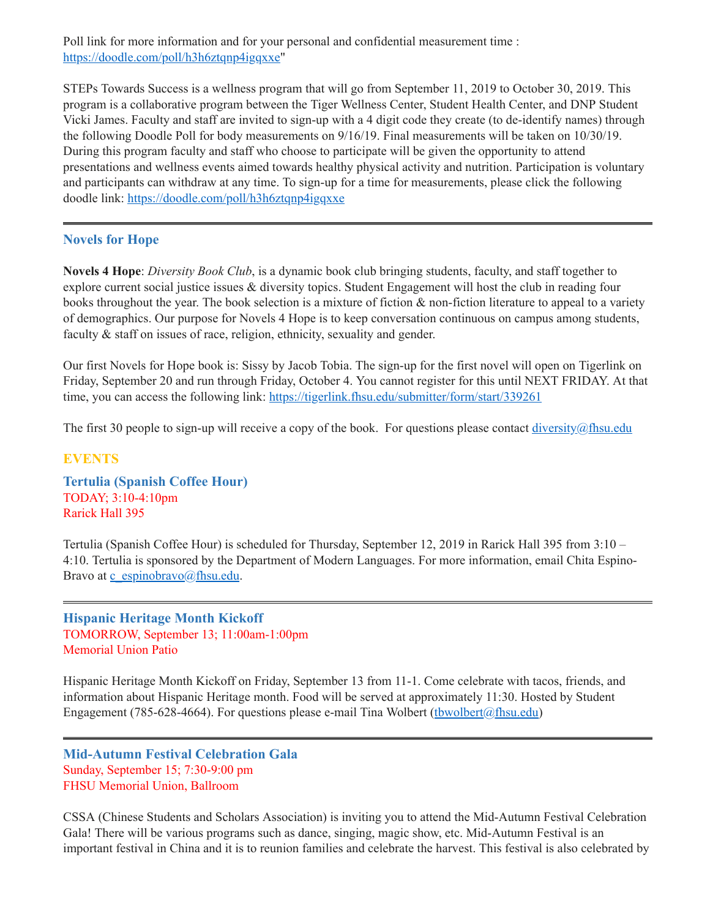Poll link for more information and for your personal and confidential measurement time : https://doodle.com/poll/h3h6ztqnp4igqxxe"

STEPs Towards Success is a wellness program that will go from September 11, 2019 to October 30, 2019. This program is a collaborative program between the Tiger Wellness Center, Student Health Center, and DNP Student Vicki James. Faculty and staff are invited to sign-up with a 4 digit code they create (to de-identify names) through the following Doodle Poll for body measurements on 9/16/19. Final measurements will be taken on 10/30/19. During this program faculty and staff who choose to participate will be given the opportunity to attend presentations and wellness events aimed towards healthy physical activity and nutrition. Participation is voluntary and participants can withdraw at any time. To sign-up for a time for measurements, please click the following doodle link: https://doodle.com/poll/h3h6ztqnp4igqxxe

---

### Novels for Hope

**Novels 4 Hope**: *Diversity Book Club*, is a dynamic book club bringing students, faculty, and staff together to explore current social justice issues & diversity topics. Student Engagement will host the club in reading four books throughout the year. The book selection is a mixture of fiction & non-fiction literature to appeal to a variety of demographics. Our purpose for Novels 4 Hope is to keep conversation continuous on campus among students, faculty & staff on issues of race, religion, ethnicity, sexuality and gender.

Our first Novels for Hope book is: Sissy by Jacob Tobia. The sign-up for the first novel will open on Tigerlink on Friday, September 20 and run through Friday, October 4. You cannot register for this until NEXT FRIDAY. At that time, you can access the following link: https://tigerlink.fhsu.edu/submitter/form/start/339261

The first 30 people to sign-up will receive a copy of the book. For questions please contact diversity@fhsu.edu

## EVENTS

### Tertulia (Spanish Coffee Hour)

TODAY; 3:10-4:10pm
Rarick Hall 395

Tertulia (Spanish Coffee Hour) is scheduled for Thursday, September 12, 2019 in Rarick Hall 395 from 3:10 – 4:10. Tertulia is sponsored by the Department of Modern Languages. For more information, email Chita Espino-Bravo at c_espinobravo@fhsu.edu.

---

### Hispanic Heritage Month Kickoff

TOMORROW, September 13; 11:00am-1:00pm
Memorial Union Patio

Hispanic Heritage Month Kickoff on Friday, September 13 from 11-1. Come celebrate with tacos, friends, and information about Hispanic Heritage month. Food will be served at approximately 11:30. Hosted by Student Engagement (785-628-4664). For questions please e-mail Tina Wolbert (tbwolbert@fhsu.edu)

---

### Mid-Autumn Festival Celebration Gala

Sunday, September 15; 7:30-9:00 pm
FHSU Memorial Union, Ballroom

CSSA (Chinese Students and Scholars Association) is inviting you to attend the Mid-Autumn Festival Celebration Gala! There will be various programs such as dance, singing, magic show, etc. Mid-Autumn Festival is an important festival in China and it is to reunion families and celebrate the harvest. This festival is also celebrated by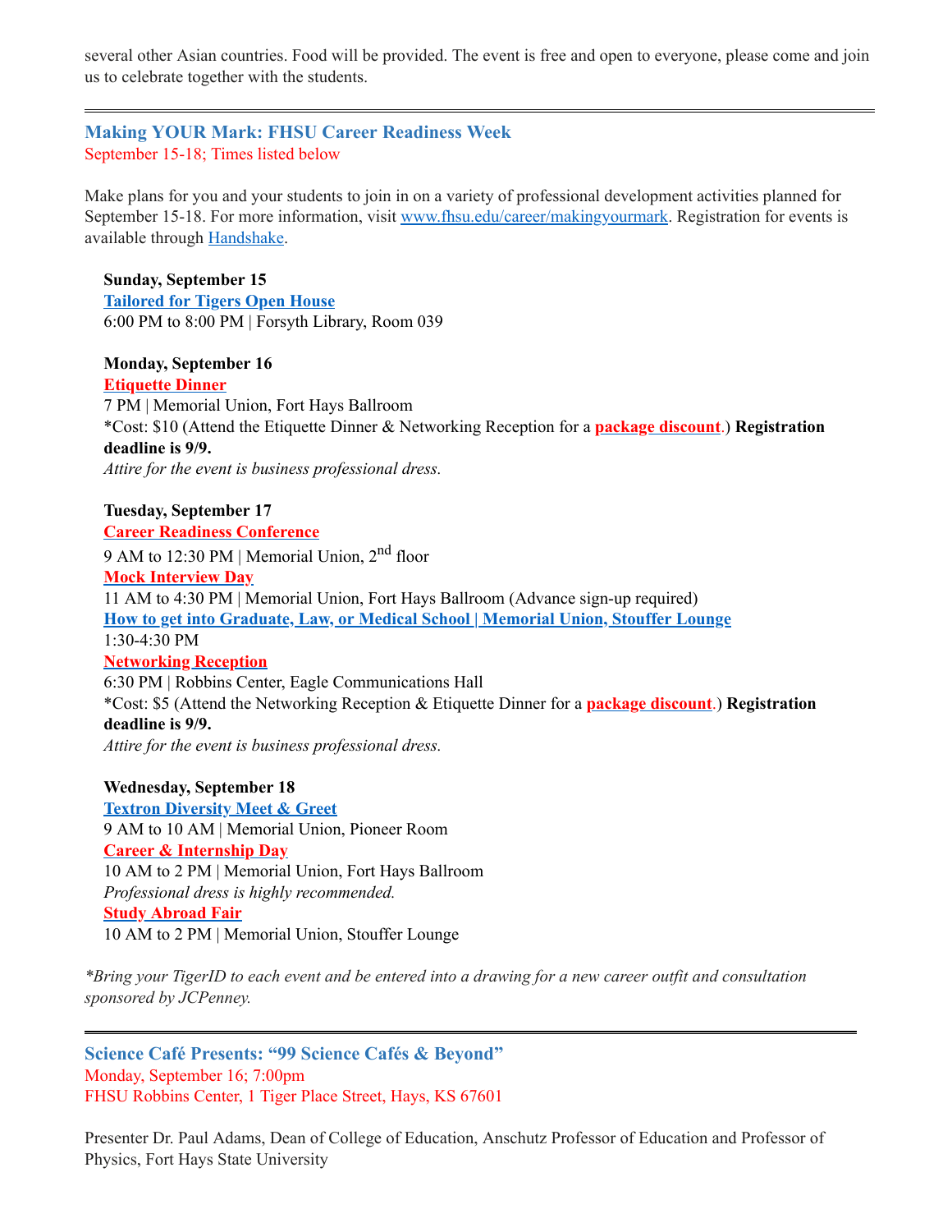several other Asian countries. Food will be provided. The event is free and open to everyone, please come and join us to celebrate together with the students.

---

## Making YOUR Mark: FHSU Career Readiness Week

September 15-18; Times listed below

Make plans for you and your students to join in on a variety of professional development activities planned for September 15-18. For more information, visit www.fhsu.edu/career/makingyourmark. Registration for events is available through Handshake.

**Sunday, September 15**
**Tailored for Tigers Open House**
6:00 PM to 8:00 PM | Forsyth Library, Room 039

**Monday, September 16**
**Etiquette Dinner**
7 PM | Memorial Union, Fort Hays Ballroom
*Cost: $10 (Attend the Etiquette Dinner & Networking Reception for a **package discount**.) **Registration deadline is 9/9.**
*Attire for the event is business professional dress.*

**Tuesday, September 17**
**Career Readiness Conference**
9 AM to 12:30 PM | Memorial Union, 2nd floor
**Mock Interview Day**
11 AM to 4:30 PM | Memorial Union, Fort Hays Ballroom (Advance sign-up required)
**How to get into Graduate, Law, or Medical School | Memorial Union, Stouffer Lounge**
1:30-4:30 PM
**Networking Reception**
6:30 PM | Robbins Center, Eagle Communications Hall
*Cost: $5 (Attend the Networking Reception & Etiquette Dinner for a **package discount**.) **Registration deadline is 9/9.**
*Attire for the event is business professional dress.*

**Wednesday, September 18**
**Textron Diversity Meet & Greet**
9 AM to 10 AM | Memorial Union, Pioneer Room
**Career & Internship Day**
10 AM to 2 PM | Memorial Union, Fort Hays Ballroom
*Professional dress is highly recommended.*
**Study Abroad Fair**
10 AM to 2 PM | Memorial Union, Stouffer Lounge

**Bring your TigerID to each event and be entered into a drawing for a new career outfit and consultation sponsored by JCPenney.*

---

## Science Café Presents: "99 Science Cafés & Beyond"

Monday, September 16; 7:00pm
FHSU Robbins Center, 1 Tiger Place Street, Hays, KS 67601

Presenter Dr. Paul Adams, Dean of College of Education, Anschutz Professor of Education and Professor of Physics, Fort Hays State University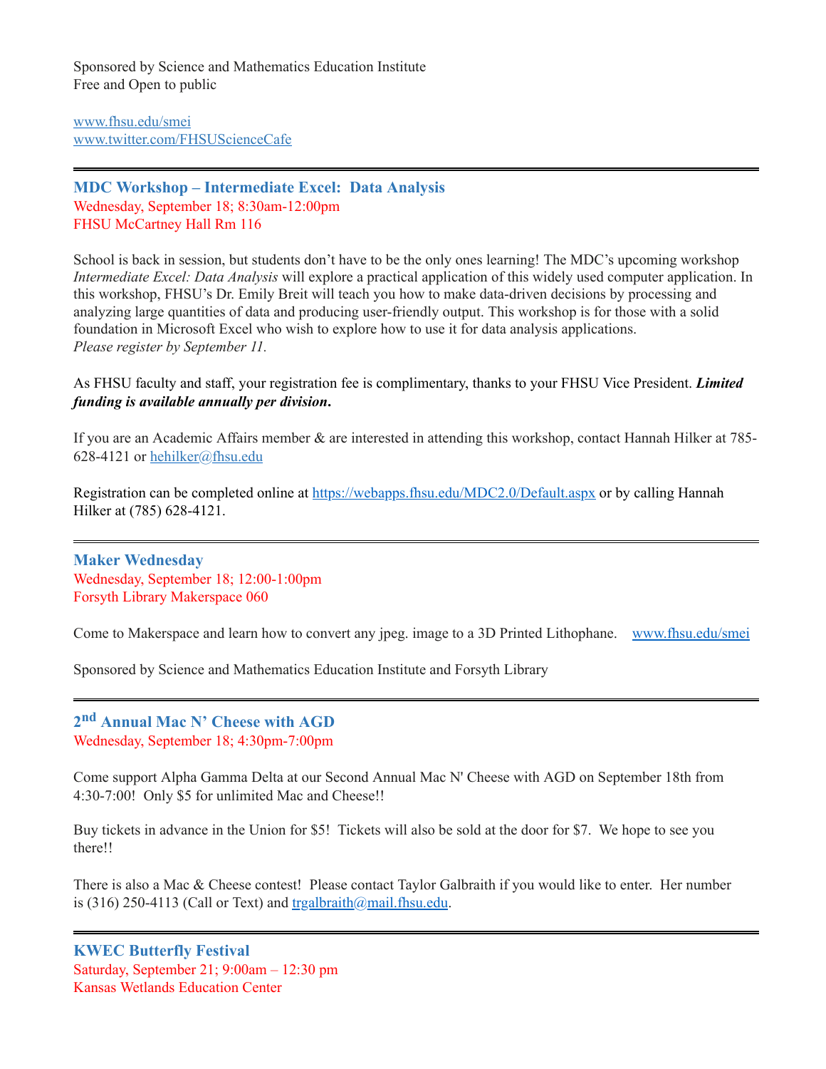Sponsored by Science and Mathematics Education Institute
Free and Open to public

www.fhsu.edu/smei
www.twitter.com/FHSUScienceCafe

---

### MDC Workshop – Intermediate Excel: Data Analysis

Wednesday, September 18; 8:30am-12:00pm
FHSU McCartney Hall Rm 116

School is back in session, but students don't have to be the only ones learning! The MDC's upcoming workshop *Intermediate Excel: Data Analysis* will explore a practical application of this widely used computer application. In this workshop, FHSU's Dr. Emily Breit will teach you how to make data-driven decisions by processing and analyzing large quantities of data and producing user-friendly output. This workshop is for those with a solid foundation in Microsoft Excel who wish to explore how to use it for data analysis applications.
*Please register by September 11.*

As FHSU faculty and staff, your registration fee is complimentary, thanks to your FHSU Vice President. ***Limited funding is available annually per division*.**

If you are an Academic Affairs member & are interested in attending this workshop, contact Hannah Hilker at 785-628-4121 or hehilker@fhsu.edu

Registration can be completed online at https://webapps.fhsu.edu/MDC2.0/Default.aspx or by calling Hannah Hilker at (785) 628-4121.

---

### Maker Wednesday

Wednesday, September 18; 12:00-1:00pm
Forsyth Library Makerspace 060

Come to Makerspace and learn how to convert any jpeg. image to a 3D Printed Lithophane. www.fhsu.edu/smei

Sponsored by Science and Mathematics Education Institute and Forsyth Library

---

### 2nd Annual Mac N' Cheese with AGD

Wednesday, September 18; 4:30pm-7:00pm

Come support Alpha Gamma Delta at our Second Annual Mac N' Cheese with AGD on September 18th from 4:30-7:00! Only $5 for unlimited Mac and Cheese!!

Buy tickets in advance in the Union for $5! Tickets will also be sold at the door for $7. We hope to see you there!!

There is also a Mac & Cheese contest! Please contact Taylor Galbraith if you would like to enter. Her number is (316) 250-4113 (Call or Text) and trgalbraith@mail.fhsu.edu.

---

### KWEC Butterfly Festival

Saturday, September 21; 9:00am – 12:30 pm
Kansas Wetlands Education Center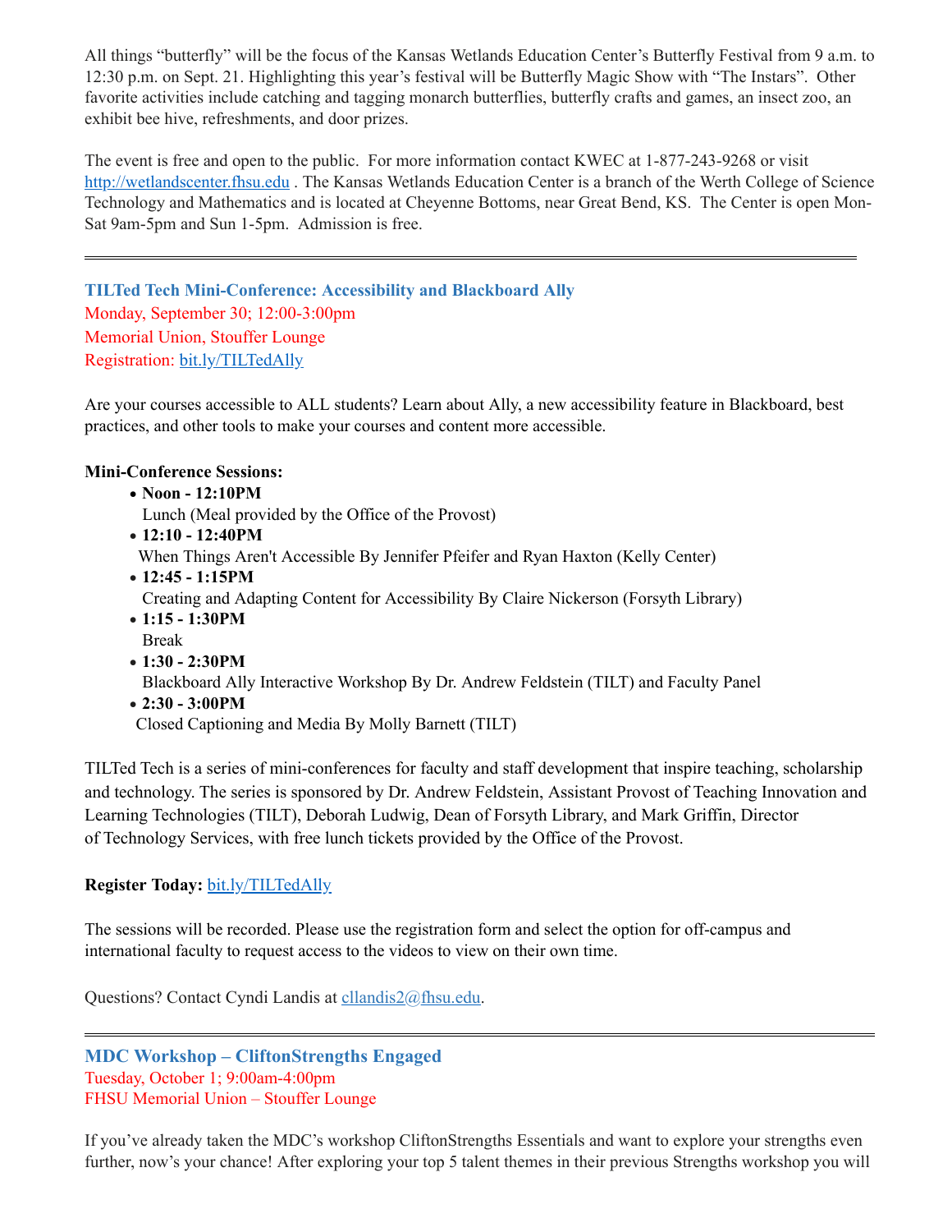All things "butterfly" will be the focus of the Kansas Wetlands Education Center's Butterfly Festival from 9 a.m. to 12:30 p.m. on Sept. 21. Highlighting this year's festival will be Butterfly Magic Show with "The Instars". Other favorite activities include catching and tagging monarch butterflies, butterfly crafts and games, an insect zoo, an exhibit bee hive, refreshments, and door prizes.

The event is free and open to the public. For more information contact KWEC at 1-877-243-9268 or visit http://wetlandscenter.fhsu.edu . The Kansas Wetlands Education Center is a branch of the Werth College of Science Technology and Mathematics and is located at Cheyenne Bottoms, near Great Bend, KS. The Center is open Mon-Sat 9am-5pm and Sun 1-5pm. Admission is free.

---

### TILTed Tech Mini-Conference: Accessibility and Blackboard Ally

Monday, September 30; 12:00-3:00pm
Memorial Union, Stouffer Lounge
Registration: bit.ly/TILTedAlly

Are your courses accessible to ALL students? Learn about Ally, a new accessibility feature in Blackboard, best practices, and other tools to make your courses and content more accessible.

**Mini-Conference Sessions:**

- **Noon - 12:10PM**
  Lunch (Meal provided by the Office of the Provost)
- **12:10 - 12:40PM**
  When Things Aren't Accessible By Jennifer Pfeifer and Ryan Haxton (Kelly Center)
- **12:45 - 1:15PM**
  Creating and Adapting Content for Accessibility By Claire Nickerson (Forsyth Library)
- **1:15 - 1:30PM**
  Break
- **1:30 - 2:30PM**
  Blackboard Ally Interactive Workshop By Dr. Andrew Feldstein (TILT) and Faculty Panel
- **2:30 - 3:00PM**
  Closed Captioning and Media By Molly Barnett (TILT)

TILTed Tech is a series of mini-conferences for faculty and staff development that inspire teaching, scholarship and technology. The series is sponsored by Dr. Andrew Feldstein, Assistant Provost of Teaching Innovation and Learning Technologies (TILT), Deborah Ludwig, Dean of Forsyth Library, and Mark Griffin, Director of Technology Services, with free lunch tickets provided by the Office of the Provost.

**Register Today:** bit.ly/TILTedAlly

The sessions will be recorded. Please use the registration form and select the option for off-campus and international faculty to request access to the videos to view on their own time.

Questions? Contact Cyndi Landis at cllandis2@fhsu.edu.

---

### MDC Workshop – CliftonStrengths Engaged

Tuesday, October 1; 9:00am-4:00pm
FHSU Memorial Union – Stouffer Lounge

If you've already taken the MDC's workshop CliftonStrengths Essentials and want to explore your strengths even further, now's your chance! After exploring your top 5 talent themes in their previous Strengths workshop you will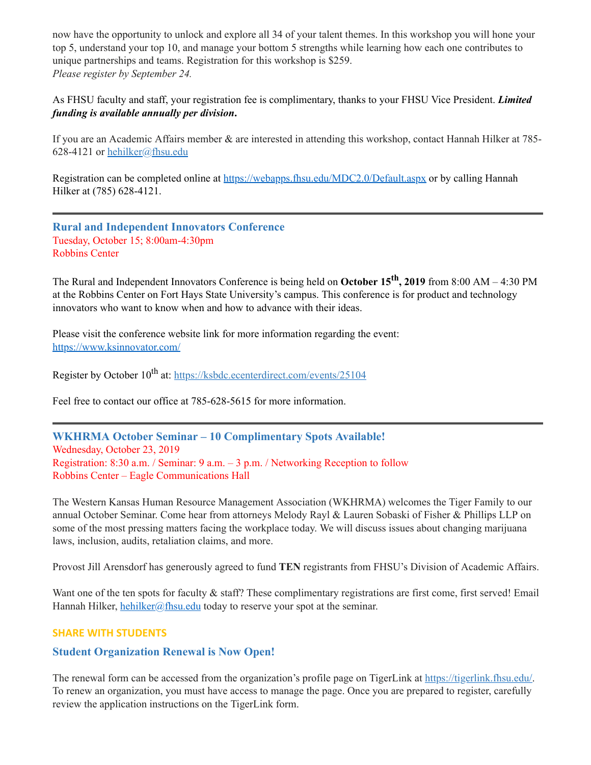now have the opportunity to unlock and explore all 34 of your talent themes. In this workshop you will hone your top 5, understand your top 10, and manage your bottom 5 strengths while learning how each one contributes to unique partnerships and teams. Registration for this workshop is $259.
*Please register by September 24.*

As FHSU faculty and staff, your registration fee is complimentary, thanks to your FHSU Vice President. ***Limited funding is available annually per division*.**

If you are an Academic Affairs member & are interested in attending this workshop, contact Hannah Hilker at 785-628-4121 or hehilker@fhsu.edu

Registration can be completed online at https://webapps.fhsu.edu/MDC2.0/Default.aspx or by calling Hannah Hilker at (785) 628-4121.

---

### Rural and Independent Innovators Conference

Tuesday, October 15; 8:00am-4:30pm
Robbins Center

The Rural and Independent Innovators Conference is being held on **October 15th, 2019** from 8:00 AM – 4:30 PM at the Robbins Center on Fort Hays State University's campus. This conference is for product and technology innovators who want to know when and how to advance with their ideas.

Please visit the conference website link for more information regarding the event:
https://www.ksinnovator.com/

Register by October 10th at: https://ksbdc.ecenterdirect.com/events/25104

Feel free to contact our office at 785-628-5615 for more information.

---

### WKHRMA October Seminar – 10 Complimentary Spots Available!

Wednesday, October 23, 2019
Registration: 8:30 a.m. / Seminar: 9 a.m. – 3 p.m. / Networking Reception to follow
Robbins Center – Eagle Communications Hall

The Western Kansas Human Resource Management Association (WKHRMA) welcomes the Tiger Family to our annual October Seminar. Come hear from attorneys Melody Rayl & Lauren Sobaski of Fisher & Phillips LLP on some of the most pressing matters facing the workplace today. We will discuss issues about changing marijuana laws, inclusion, audits, retaliation claims, and more.

Provost Jill Arensdorf has generously agreed to fund **TEN** registrants from FHSU's Division of Academic Affairs.

Want one of the ten spots for faculty & staff? These complimentary registrations are first come, first served! Email Hannah Hilker, hehilker@fhsu.edu today to reserve your spot at the seminar.

## SHARE WITH STUDENTS

### Student Organization Renewal is Now Open!

The renewal form can be accessed from the organization's profile page on TigerLink at https://tigerlink.fhsu.edu/. To renew an organization, you must have access to manage the page. Once you are prepared to register, carefully review the application instructions on the TigerLink form.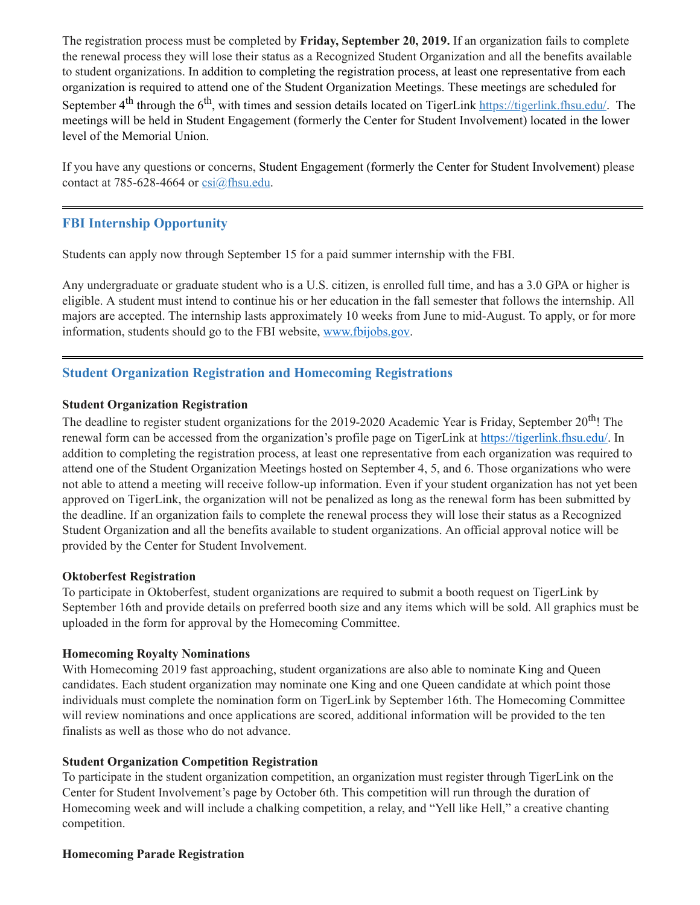The registration process must be completed by **Friday, September 20, 2019.** If an organization fails to complete the renewal process they will lose their status as a Recognized Student Organization and all the benefits available to student organizations. In addition to completing the registration process, at least one representative from each organization is required to attend one of the Student Organization Meetings. These meetings are scheduled for September 4th through the 6th, with times and session details located on TigerLink https://tigerlink.fhsu.edu/. The meetings will be held in Student Engagement (formerly the Center for Student Involvement) located in the lower level of the Memorial Union.

If you have any questions or concerns, Student Engagement (formerly the Center for Student Involvement) please contact at 785-628-4664 or csi@fhsu.edu.

---

## FBI Internship Opportunity

Students can apply now through September 15 for a paid summer internship with the FBI.

Any undergraduate or graduate student who is a U.S. citizen, is enrolled full time, and has a 3.0 GPA or higher is eligible. A student must intend to continue his or her education in the fall semester that follows the internship. All majors are accepted. The internship lasts approximately 10 weeks from June to mid-August. To apply, or for more information, students should go to the FBI website, www.fbijobs.gov.

---

## Student Organization Registration and Homecoming Registrations

**Student Organization Registration**

The deadline to register student organizations for the 2019-2020 Academic Year is Friday, September 20th! The renewal form can be accessed from the organization's profile page on TigerLink at https://tigerlink.fhsu.edu/. In addition to completing the registration process, at least one representative from each organization was required to attend one of the Student Organization Meetings hosted on September 4, 5, and 6. Those organizations who were not able to attend a meeting will receive follow-up information. Even if your student organization has not yet been approved on TigerLink, the organization will not be penalized as long as the renewal form has been submitted by the deadline. If an organization fails to complete the renewal process they will lose their status as a Recognized Student Organization and all the benefits available to student organizations. An official approval notice will be provided by the Center for Student Involvement.

**Oktoberfest Registration**

To participate in Oktoberfest, student organizations are required to submit a booth request on TigerLink by September 16th and provide details on preferred booth size and any items which will be sold. All graphics must be uploaded in the form for approval by the Homecoming Committee.

**Homecoming Royalty Nominations**

With Homecoming 2019 fast approaching, student organizations are also able to nominate King and Queen candidates. Each student organization may nominate one King and one Queen candidate at which point those individuals must complete the nomination form on TigerLink by September 16th. The Homecoming Committee will review nominations and once applications are scored, additional information will be provided to the ten finalists as well as those who do not advance.

**Student Organization Competition Registration**

To participate in the student organization competition, an organization must register through TigerLink on the Center for Student Involvement's page by October 6th. This competition will run through the duration of Homecoming week and will include a chalking competition, a relay, and "Yell like Hell," a creative chanting competition.

**Homecoming Parade Registration**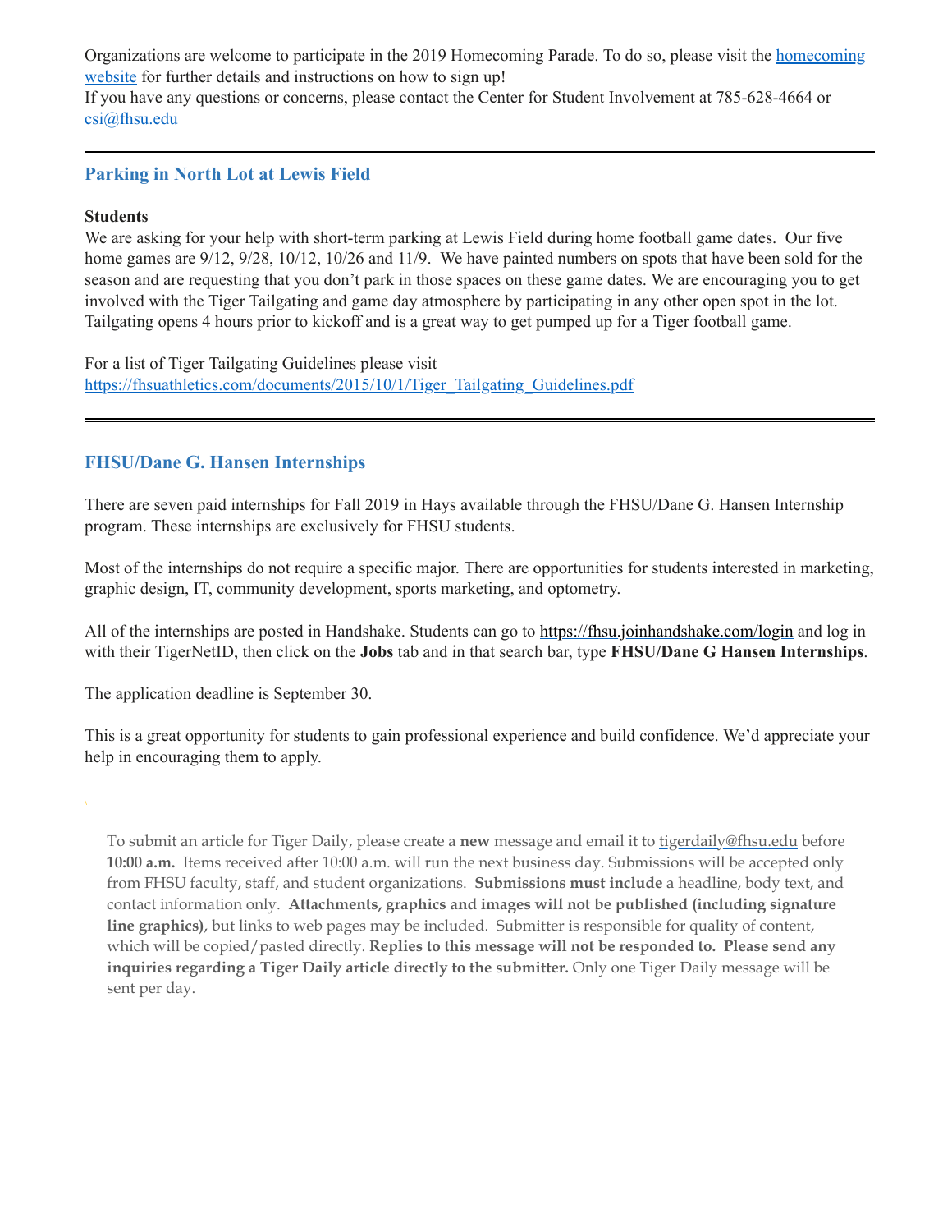Organizations are welcome to participate in the 2019 Homecoming Parade. To do so, please visit the homecoming website for further details and instructions on how to sign up!
If you have any questions or concerns, please contact the Center for Student Involvement at 785-628-4664 or csi@fhsu.edu

---

## Parking in North Lot at Lewis Field

**Students**
We are asking for your help with short-term parking at Lewis Field during home football game dates. Our five home games are 9/12, 9/28, 10/12, 10/26 and 11/9. We have painted numbers on spots that have been sold for the season and are requesting that you don't park in those spaces on these game dates. We are encouraging you to get involved with the Tiger Tailgating and game day atmosphere by participating in any other open spot in the lot. Tailgating opens 4 hours prior to kickoff and is a great way to get pumped up for a Tiger football game.

For a list of Tiger Tailgating Guidelines please visit
https://fhsuathletics.com/documents/2015/10/1/Tiger_Tailgating_Guidelines.pdf

---

## FHSU/Dane G. Hansen Internships

There are seven paid internships for Fall 2019 in Hays available through the FHSU/Dane G. Hansen Internship program. These internships are exclusively for FHSU students.

Most of the internships do not require a specific major. There are opportunities for students interested in marketing, graphic design, IT, community development, sports marketing, and optometry.

All of the internships are posted in Handshake. Students can go to https://fhsu.joinhandshake.com/login and log in with their TigerNetID, then click on the **Jobs** tab and in that search bar, type **FHSU/Dane G Hansen Internships**.

The application deadline is September 30.

This is a great opportunity for students to gain professional experience and build confidence. We'd appreciate your help in encouraging them to apply.

To submit an article for Tiger Daily, please create a **new** message and email it to tigerdaily@fhsu.edu before **10:00 a.m.** Items received after 10:00 a.m. will run the next business day. Submissions will be accepted only from FHSU faculty, staff, and student organizations. **Submissions must include** a headline, body text, and contact information only. **Attachments, graphics and images will not be published (including signature line graphics)**, but links to web pages may be included. Submitter is responsible for quality of content, which will be copied/pasted directly. **Replies to this message will not be responded to. Please send any inquiries regarding a Tiger Daily article directly to the submitter.** Only one Tiger Daily message will be sent per day.